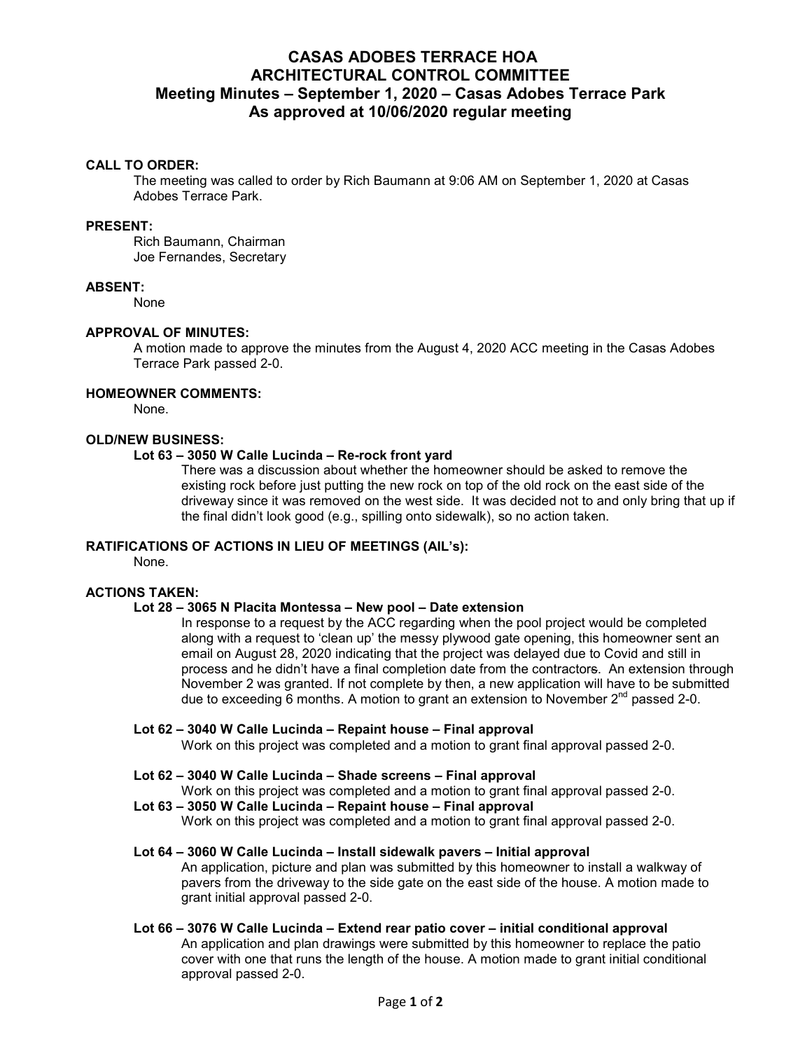# CASAS ADOBES TERRACE HOA
# ARCHITECTURAL CONTROL COMMITTEE
# Meeting Minutes – September 1, 2020 – Casas Adobes Terrace Park
# As approved at 10/06/2020 regular meeting

## CALL TO ORDER:

The meeting was called to order by Rich Baumann at 9:06 AM on September 1, 2020 at Casas Adobes Terrace Park.

## PRESENT:

Rich Baumann, Chairman
Joe Fernandes, Secretary

## ABSENT:

None

## APPROVAL OF MINUTES:

A motion made to approve the minutes from the August 4, 2020 ACC meeting in the Casas Adobes Terrace Park passed 2-0.

## HOMEOWNER COMMENTS:

None.

## OLD/NEW BUSINESS:

### Lot 63 – 3050 W Calle Lucinda – Re-rock front yard

There was a discussion about whether the homeowner should be asked to remove the existing rock before just putting the new rock on top of the old rock on the east side of the driveway since it was removed on the west side. It was decided not to and only bring that up if the final didn't look good (e.g., spilling onto sidewalk), so no action taken.

## RATIFICATIONS OF ACTIONS IN LIEU OF MEETINGS (AIL's):

None.

## ACTIONS TAKEN:

### Lot 28 – 3065 N Placita Montessa – New pool – Date extension

In response to a request by the ACC regarding when the pool project would be completed along with a request to 'clean up' the messy plywood gate opening, this homeowner sent an email on August 28, 2020 indicating that the project was delayed due to Covid and still in process and he didn't have a final completion date from the contractors. An extension through November 2 was granted. If not complete by then, a new application will have to be submitted due to exceeding 6 months. A motion to grant an extension to November 2nd passed 2-0.

### Lot 62 – 3040 W Calle Lucinda – Repaint house – Final approval

Work on this project was completed and a motion to grant final approval passed 2-0.

### Lot 62 – 3040 W Calle Lucinda – Shade screens – Final approval

Work on this project was completed and a motion to grant final approval passed 2-0.

### Lot 63 – 3050 W Calle Lucinda – Repaint house – Final approval

Work on this project was completed and a motion to grant final approval passed 2-0.

### Lot 64 – 3060 W Calle Lucinda – Install sidewalk pavers – Initial approval

An application, picture and plan was submitted by this homeowner to install a walkway of pavers from the driveway to the side gate on the east side of the house. A motion made to grant initial approval passed 2-0.

### Lot 66 – 3076 W Calle Lucinda – Extend rear patio cover – initial conditional approval

An application and plan drawings were submitted by this homeowner to replace the patio cover with one that runs the length of the house. A motion made to grant initial conditional approval passed 2-0.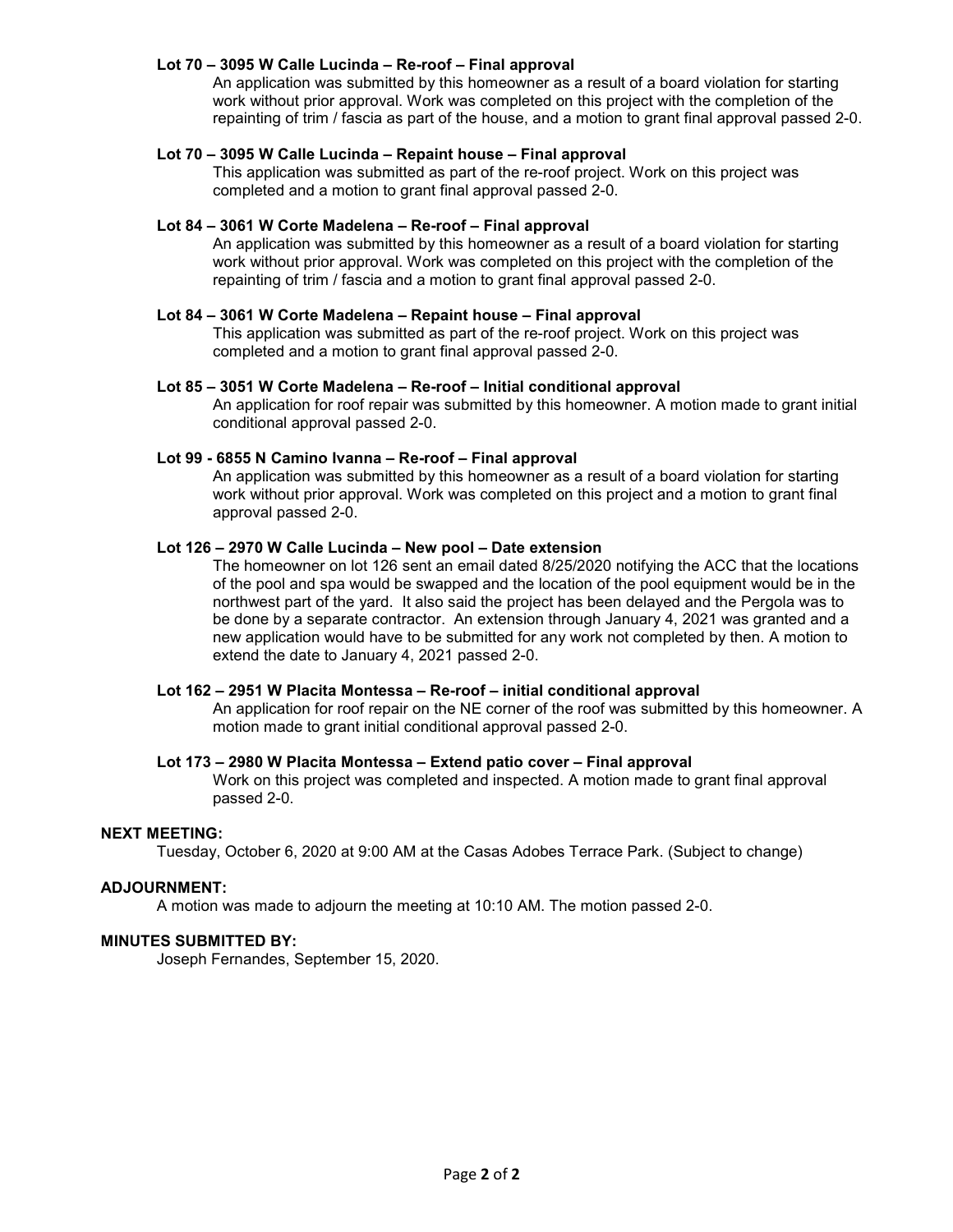**Lot 70 – 3095 W Calle Lucinda – Re-roof – Final approval**

An application was submitted by this homeowner as a result of a board violation for starting work without prior approval. Work was completed on this project with the completion of the repainting of trim / fascia as part of the house, and a motion to grant final approval passed 2-0.

**Lot 70 – 3095 W Calle Lucinda – Repaint house – Final approval**

This application was submitted as part of the re-roof project. Work on this project was completed and a motion to grant final approval passed 2-0.

**Lot 84 – 3061 W Corte Madelena – Re-roof – Final approval**

An application was submitted by this homeowner as a result of a board violation for starting work without prior approval. Work was completed on this project with the completion of the repainting of trim / fascia and a motion to grant final approval passed 2-0.

**Lot 84 – 3061 W Corte Madelena – Repaint house – Final approval**

This application was submitted as part of the re-roof project. Work on this project was completed and a motion to grant final approval passed 2-0.

**Lot 85 – 3051 W Corte Madelena – Re-roof – Initial conditional approval**

An application for roof repair was submitted by this homeowner. A motion made to grant initial conditional approval passed 2-0.

**Lot 99 - 6855 N Camino Ivanna – Re-roof – Final approval**

An application was submitted by this homeowner as a result of a board violation for starting work without prior approval. Work was completed on this project and a motion to grant final approval passed 2-0.

**Lot 126 – 2970 W Calle Lucinda – New pool – Date extension**

The homeowner on lot 126 sent an email dated 8/25/2020 notifying the ACC that the locations of the pool and spa would be swapped and the location of the pool equipment would be in the northwest part of the yard. It also said the project has been delayed and the Pergola was to be done by a separate contractor. An extension through January 4, 2021 was granted and a new application would have to be submitted for any work not completed by then. A motion to extend the date to January 4, 2021 passed 2-0.

**Lot 162 – 2951 W Placita Montessa – Re-roof – initial conditional approval**

An application for roof repair on the NE corner of the roof was submitted by this homeowner. A motion made to grant initial conditional approval passed 2-0.

**Lot 173 – 2980 W Placita Montessa – Extend patio cover – Final approval**

Work on this project was completed and inspected. A motion made to grant final approval passed 2-0.

**NEXT MEETING:**

Tuesday, October 6, 2020 at 9:00 AM at the Casas Adobes Terrace Park. (Subject to change)

**ADJOURNMENT:**

A motion was made to adjourn the meeting at 10:10 AM. The motion passed 2-0.

**MINUTES SUBMITTED BY:**

Joseph Fernandes, September 15, 2020.